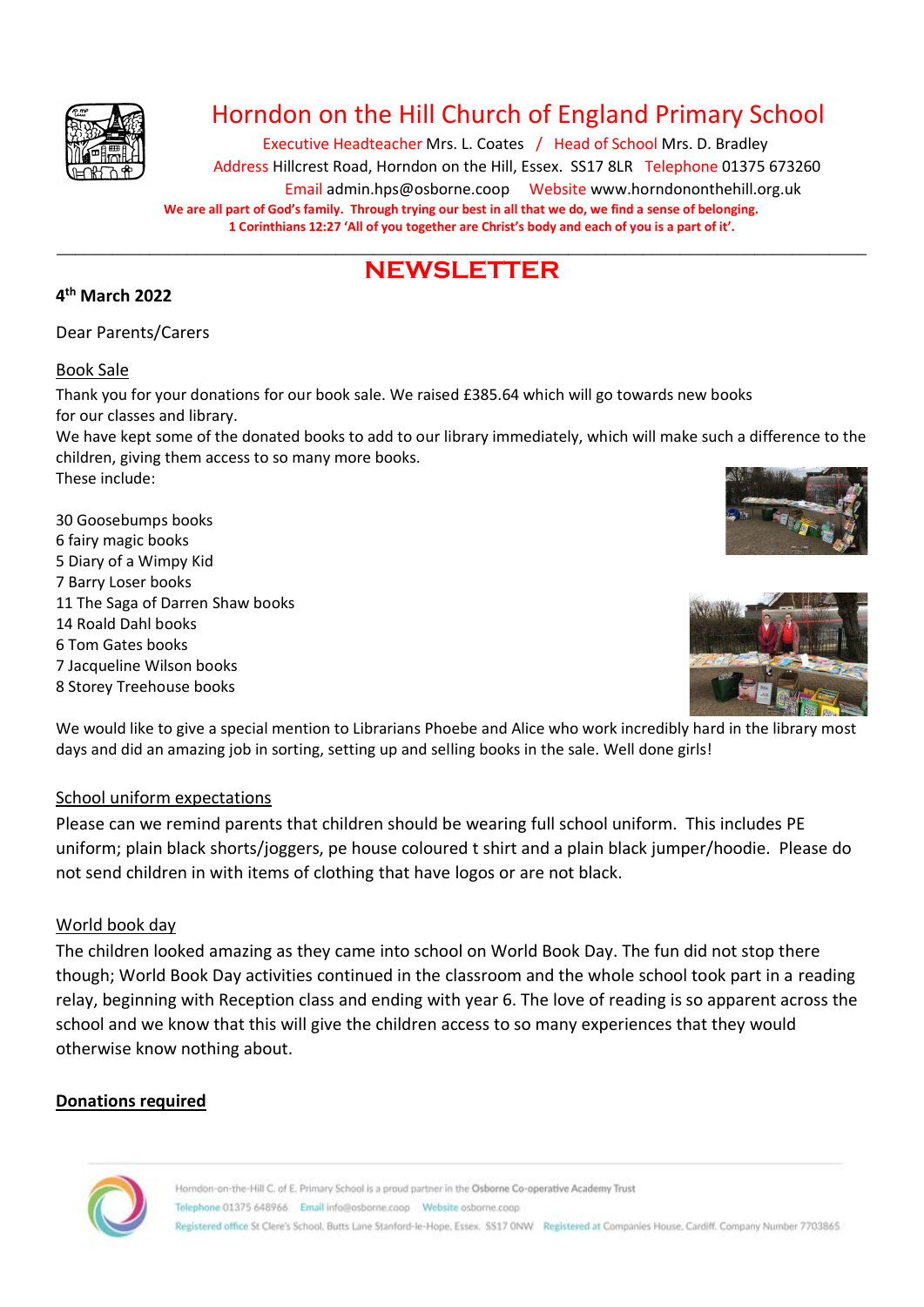# Horndon on the Hill Church of England Primary School

Executive Headteacher Mrs. L. Coates / Head of School Mrs. D. Bradley

Address Hillcrest Road, Horndon on the Hill, Essex. SS17 8LR Telephone 01375 673260

Email admin.hps@osborne.coop Website www.horndononthehill.org.uk

**We are all part of God's family. Through trying our best in all that we do, we find a sense of belonging.**

**1 Corinthians 12:27 'All of you together are Christ's body and each of you is a part of it'.**

---

## NEWSLETTER

**4th March 2022**

Dear Parents/Carers

### Book Sale

Thank you for your donations for our book sale. We raised £385.64 which will go towards new books for our classes and library.

We have kept some of the donated books to add to our library immediately, which will make such a difference to the children, giving them access to so many more books.

These include:

30 Goosebumps books
6 fairy magic books
5 Diary of a Wimpy Kid
7 Barry Loser books
11 The Saga of Darren Shaw books
14 Roald Dahl books
6 Tom Gates books
7 Jacqueline Wilson books
8 Storey Treehouse books

We would like to give a special mention to Librarians Phoebe and Alice who work incredibly hard in the library most days and did an amazing job in sorting, setting up and selling books in the sale. Well done girls!

### School uniform expectations

Please can we remind parents that children should be wearing full school uniform. This includes PE uniform; plain black shorts/joggers, pe house coloured t shirt and a plain black jumper/hoodie. Please do not send children in with items of clothing that have logos or are not black.

### World book day

The children looked amazing as they came into school on World Book Day. The fun did not stop there though; World Book Day activities continued in the classroom and the whole school took part in a reading relay, beginning with Reception class and ending with year 6. The love of reading is so apparent across the school and we know that this will give the children access to so many experiences that they would otherwise know nothing about.

### **Donations required**

Horndon-on-the-Hill C. of E. Primary School is a proud partner in the Osborne Co-operative Academy Trust
Telephone 01375 648966 Email info@osborne.coop Website osborne.coop
Registered office St Clere's School, Butts Lane Stanford-le-Hope, Essex. SS17 0NW Registered at Companies House, Cardiff. Company Number 7703865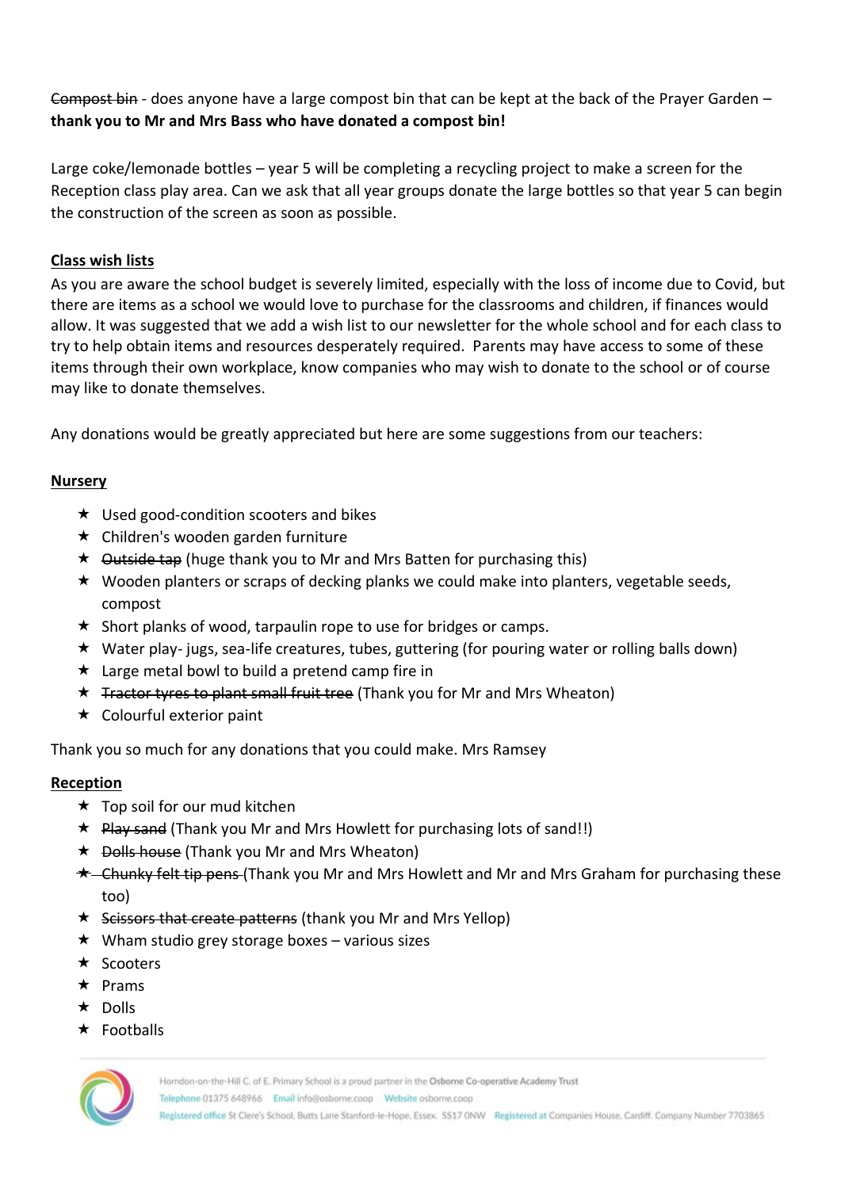~~Compost bin~~ - does anyone have a large compost bin that can be kept at the back of the Prayer Garden – **thank you to Mr and Mrs Bass who have donated a compost bin!**

Large coke/lemonade bottles – year 5 will be completing a recycling project to make a screen for the Reception class play area. Can we ask that all year groups donate the large bottles so that year 5 can begin the construction of the screen as soon as possible.

**Class wish lists**

As you are aware the school budget is severely limited, especially with the loss of income due to Covid, but there are items as a school we would love to purchase for the classrooms and children, if finances would allow. It was suggested that we add a wish list to our newsletter for the whole school and for each class to try to help obtain items and resources desperately required. Parents may have access to some of these items through their own workplace, know companies who may wish to donate to the school or of course may like to donate themselves.

Any donations would be greatly appreciated but here are some suggestions from our teachers:

**Nursery**

- Used good-condition scooters and bikes
- Children's wooden garden furniture
- ~~Outside tap~~ (huge thank you to Mr and Mrs Batten for purchasing this)
- Wooden planters or scraps of decking planks we could make into planters, vegetable seeds, compost
- Short planks of wood, tarpaulin rope to use for bridges or camps.
- Water play- jugs, sea-life creatures, tubes, guttering (for pouring water or rolling balls down)
- Large metal bowl to build a pretend camp fire in
- ~~Tractor tyres to plant small fruit tree~~ (Thank you for Mr and Mrs Wheaton)
- Colourful exterior paint

Thank you so much for any donations that you could make. Mrs Ramsey

**Reception**

- Top soil for our mud kitchen
- ~~Play sand~~ (Thank you Mr and Mrs Howlett for purchasing lots of sand!!)
- ~~Dolls house~~ (Thank you Mr and Mrs Wheaton)
- ~~Chunky felt tip pens~~ (Thank you Mr and Mrs Howlett and Mr and Mrs Graham for purchasing these too)
- ~~Scissors that create patterns~~ (thank you Mr and Mrs Yellop)
- Wham studio grey storage boxes – various sizes
- Scooters
- Prams
- Dolls
- Footballs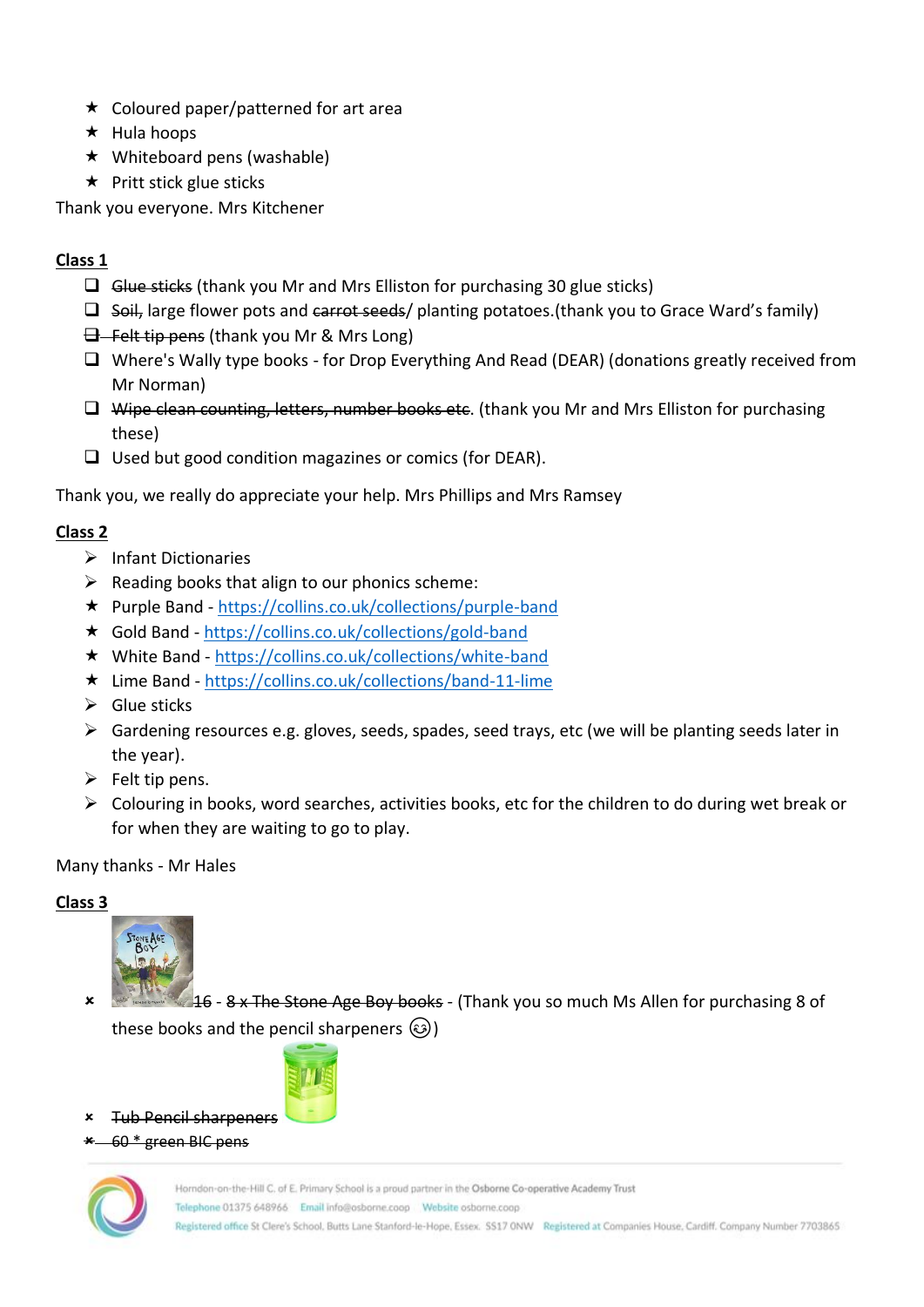- Coloured paper/patterned for art area
- Hula hoops
- Whiteboard pens (washable)
- Pritt stick glue sticks

Thank you everyone. Mrs Kitchener

**Class 1**

- ~~Glue sticks~~ (thank you Mr and Mrs Elliston for purchasing 30 glue sticks)
- ~~Soil,~~ large flower pots and ~~carrot seeds~~/ planting potatoes.(thank you to Grace Ward's family)
- ~~Felt tip pens~~ (thank you Mr & Mrs Long)
- Where's Wally type books - for Drop Everything And Read (DEAR) (donations greatly received from Mr Norman)
- ~~Wipe clean counting, letters, number books etc~~. (thank you Mr and Mrs Elliston for purchasing these)
- Used but good condition magazines or comics (for DEAR).

Thank you, we really do appreciate your help. Mrs Phillips and Mrs Ramsey

**Class 2**

- Infant Dictionaries
- Reading books that align to our phonics scheme:
- Purple Band - https://collins.co.uk/collections/purple-band
- Gold Band - https://collins.co.uk/collections/gold-band
- White Band - https://collins.co.uk/collections/white-band
- Lime Band - https://collins.co.uk/collections/band-11-lime
- Glue sticks
- Gardening resources e.g. gloves, seeds, spades, seed trays, etc (we will be planting seeds later in the year).
- Felt tip pens.
- Colouring in books, word searches, activities books, etc for the children to do during wet break or for when they are waiting to go to play.

Many thanks - Mr Hales

**Class 3**

- ~~16~~ - ~~8 x The Stone Age Boy books~~ - (Thank you so much Ms Allen for purchasing 8 of these books and the pencil sharpeners 😉)
- ~~Tub Pencil sharpeners~~
- ~~60 * green BIC pens~~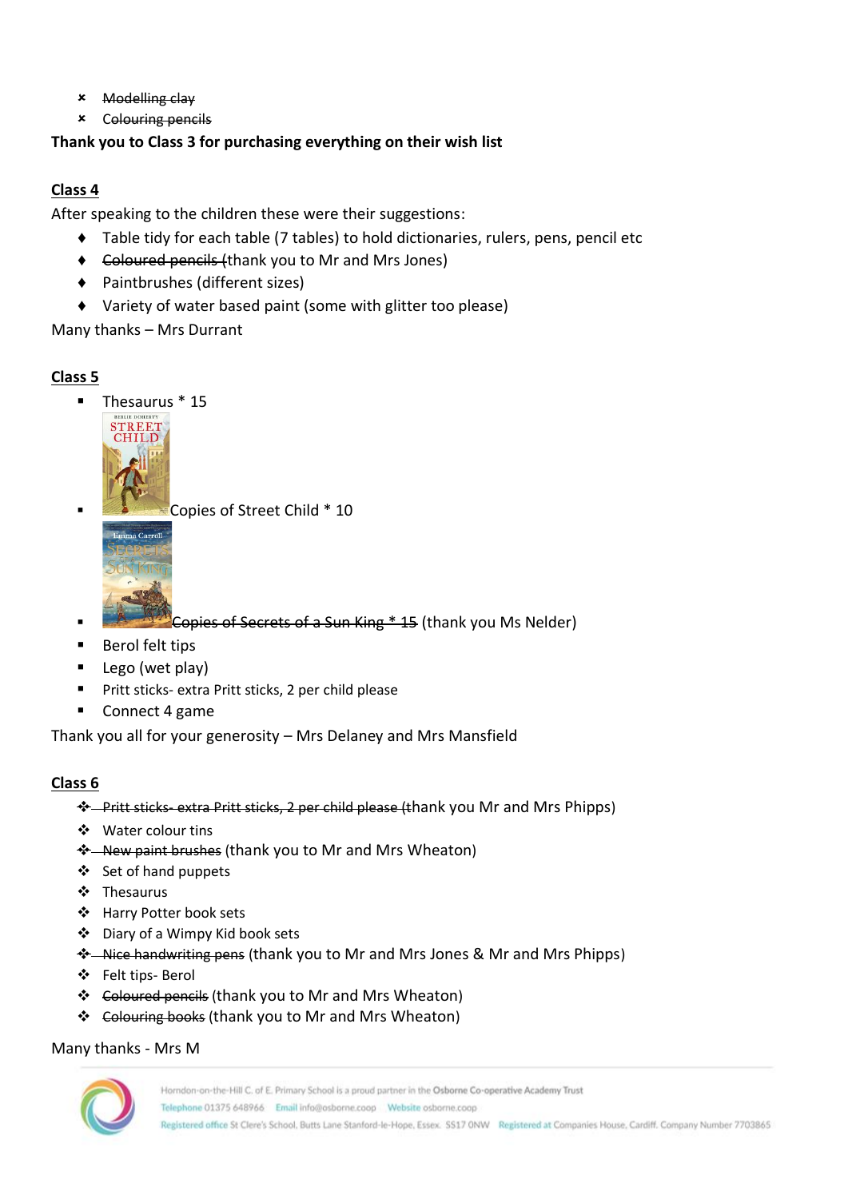- ~~Modelling clay~~
- ~~Colouring pencils~~

**Thank you to Class 3 for purchasing everything on their wish list**

**Class 4**

After speaking to the children these were their suggestions:

- Table tidy for each table (7 tables) to hold dictionaries, rulers, pens, pencil etc
- ~~Coloured pencils~~ (thank you to Mr and Mrs Jones)
- Paintbrushes (different sizes)
- Variety of water based paint (some with glitter too please)

Many thanks – Mrs Durrant

**Class 5**

- Thesaurus * 15
- Copies of Street Child * 10
- ~~Copies of Secrets of a Sun King * 15~~ (thank you Ms Nelder)
- Berol felt tips
- Lego (wet play)
- Pritt sticks- extra Pritt sticks, 2 per child please
- Connect 4 game

Thank you all for your generosity – Mrs Delaney and Mrs Mansfield

**Class 6**

- ~~Pritt sticks- extra Pritt sticks, 2 per child please~~ (thank you Mr and Mrs Phipps)
- Water colour tins
- ~~New paint brushes~~ (thank you to Mr and Mrs Wheaton)
- Set of hand puppets
- Thesaurus
- Harry Potter book sets
- Diary of a Wimpy Kid book sets
- ~~Nice handwriting pens~~ (thank you to Mr and Mrs Jones & Mr and Mrs Phipps)
- Felt tips- Berol
- ~~Coloured pencils~~ (thank you to Mr and Mrs Wheaton)
- ~~Colouring books~~ (thank you to Mr and Mrs Wheaton)

Many thanks - Mrs M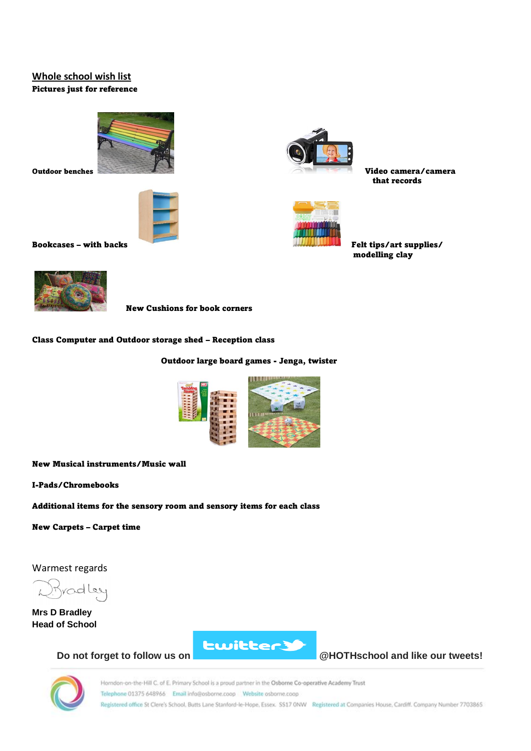## Whole school wish list

**Pictures just for reference**

**Outdoor benches**

**Video camera/camera that records**

**Bookcases – with backs**

**Felt tips/art supplies/ modelling clay**

**New Cushions for book corners**

**Class Computer and Outdoor storage shed – Reception class**

**Outdoor large board games - Jenga, twister**

**New Musical instruments/Music wall**

**I-Pads/Chromebooks**

**Additional items for the sensory room and sensory items for each class**

**New Carpets – Carpet time**

Warmest regards

D Bradley

**Mrs D Bradley**
**Head of School**

**Do not forget to follow us on twitter @HOTHschool and like our tweets!**

Horndon-on-the-Hill C. of E. Primary School is a proud partner in the Osborne Co-operative Academy Trust
Telephone 01375 648966 Email info@osborne.coop Website osborne.coop
Registered office St Clere's School, Butts Lane Stanford-le-Hope, Essex. SS17 0NW Registered at Companies House, Cardiff. Company Number 7703865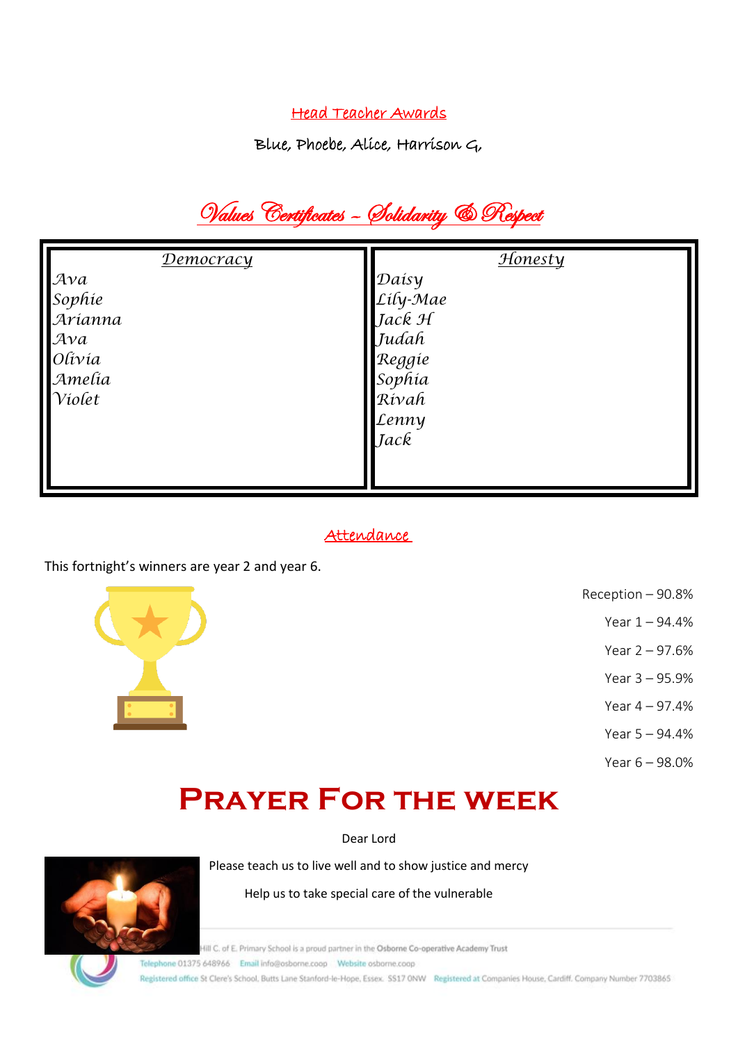## Head Teacher Awards

Blue, Phoebe, Alice, Harrison G,

## Values Certificates – Solidarity & Respect

| Democracy | Honesty |
|---|---|
| Ava | Daisy |
| Sophie | Lily-Mae |
| Arianna | Jack H |
| Ava | Judah |
| Olivia | Reggie |
| Amelia | Sophia |
| Violet | Rivah |
| | Lenny |
| | Jack |

## Attendance

This fortnight's winners are year 2 and year 6.

Reception – 90.8%

Year 1 – 94.4%

Year 2 – 97.6%

Year 3 – 95.9%

Year 4 – 97.4%

Year 5 – 94.4%

Year 6 – 98.0%

# Prayer For the week

Dear Lord

Please teach us to live well and to show justice and mercy

Help us to take special care of the vulnerable

Hill C. of E. Primary School is a proud partner in the Osborne Co-operative Academy Trust

Telephone 01375 648966 Email info@osborne.coop Website osborne.coop

Registered office St Clere's School, Butts Lane Stanford-le-Hope, Essex. SS17 0NW Registered at Companies House, Cardiff. Company Number 7703865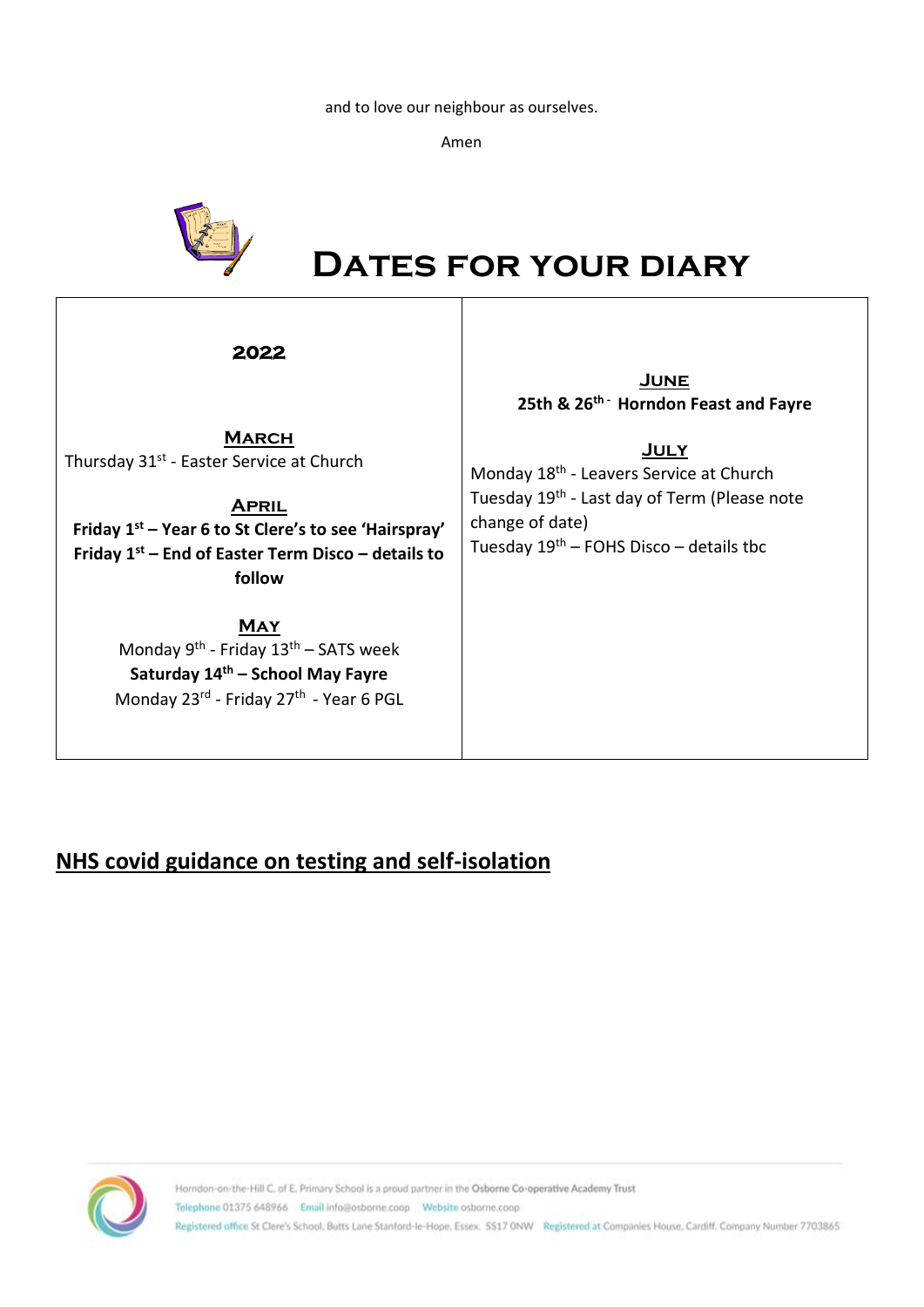and to love our neighbour as ourselves.

Amen

# Dates for your diary

## 2022

**March**

Thursday 31st - Easter Service at Church

**April**

**Friday 1st – Year 6 to St Clere's to see 'Hairspray'**

**Friday 1st – End of Easter Term Disco – details to follow**

**May**

Monday 9th - Friday 13th – SATS week

**Saturday 14th – School May Fayre**

Monday 23rd - Friday 27th - Year 6 PGL

**June**

**25th & 26th - Horndon Feast and Fayre**

**July**

Monday 18th - Leavers Service at Church

Tuesday 19th - Last day of Term (Please note change of date)

Tuesday 19th – FOHS Disco – details tbc

## NHS covid guidance on testing and self-isolation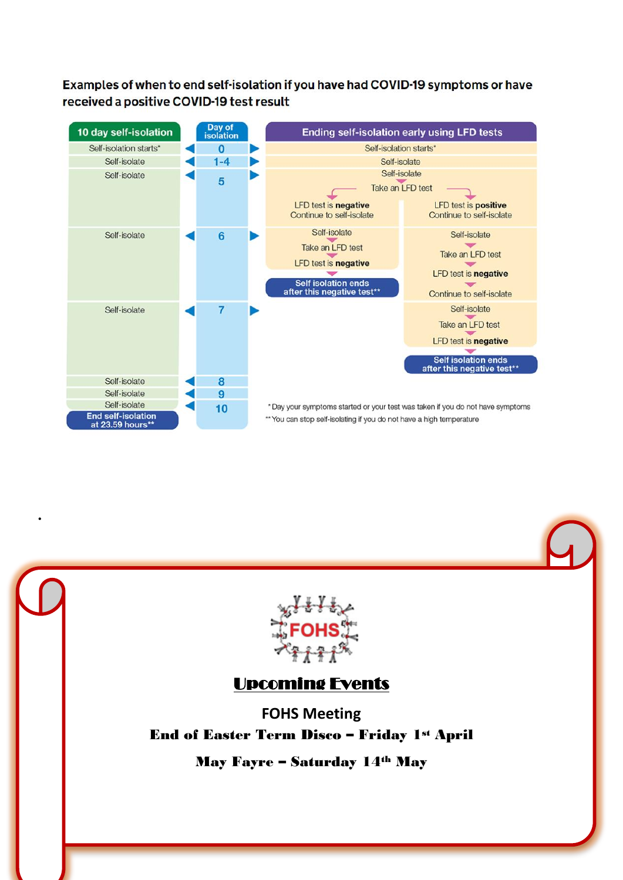**Examples of when to end self-isolation if you have had COVID-19 symptoms or have received a positive COVID-19 test result**

| 10 day self-isolation | Day of isolation | Ending self-isolation early using LFD tests | |
|---|---|---|---|
| Self-isolation starts* | 0 | Self-isolation starts* | |
| Self-isolate | 1-4 | Self-isolate | |
| Self-isolate | 5 | Self-isolate<br>Take an LFD test | |
| | | LFD test is **negative**<br>Continue to self-isolate | LFD test is **positive**<br>Continue to self-isolate |
| Self-isolate | 6 | Self-isolate<br>Take an LFD test<br>LFD test is **negative**<br>**Self isolation ends after this negative test**** | Self-isolate<br>Take an LFD test<br>LFD test is **negative**<br>Continue to self-isolate |
| Self-isolate | 7 | | Self-isolate<br>Take an LFD test<br>LFD test is **negative**<br>**Self isolation ends after this negative test**** |
| Self-isolate | 8 | | |
| Self-isolate | 9 | | |
| Self-isolate<br>**End self-isolation at 23.59 hours**** | 10 | | |

* Day your symptoms started or your test was taken if you do not have symptoms

** You can stop self-isolating if you do not have a high temperature

FOHS

## Upcoming Events

FOHS Meeting

**End of Easter Term Disco – Friday 1st April**

**May Fayre – Saturday 14th May**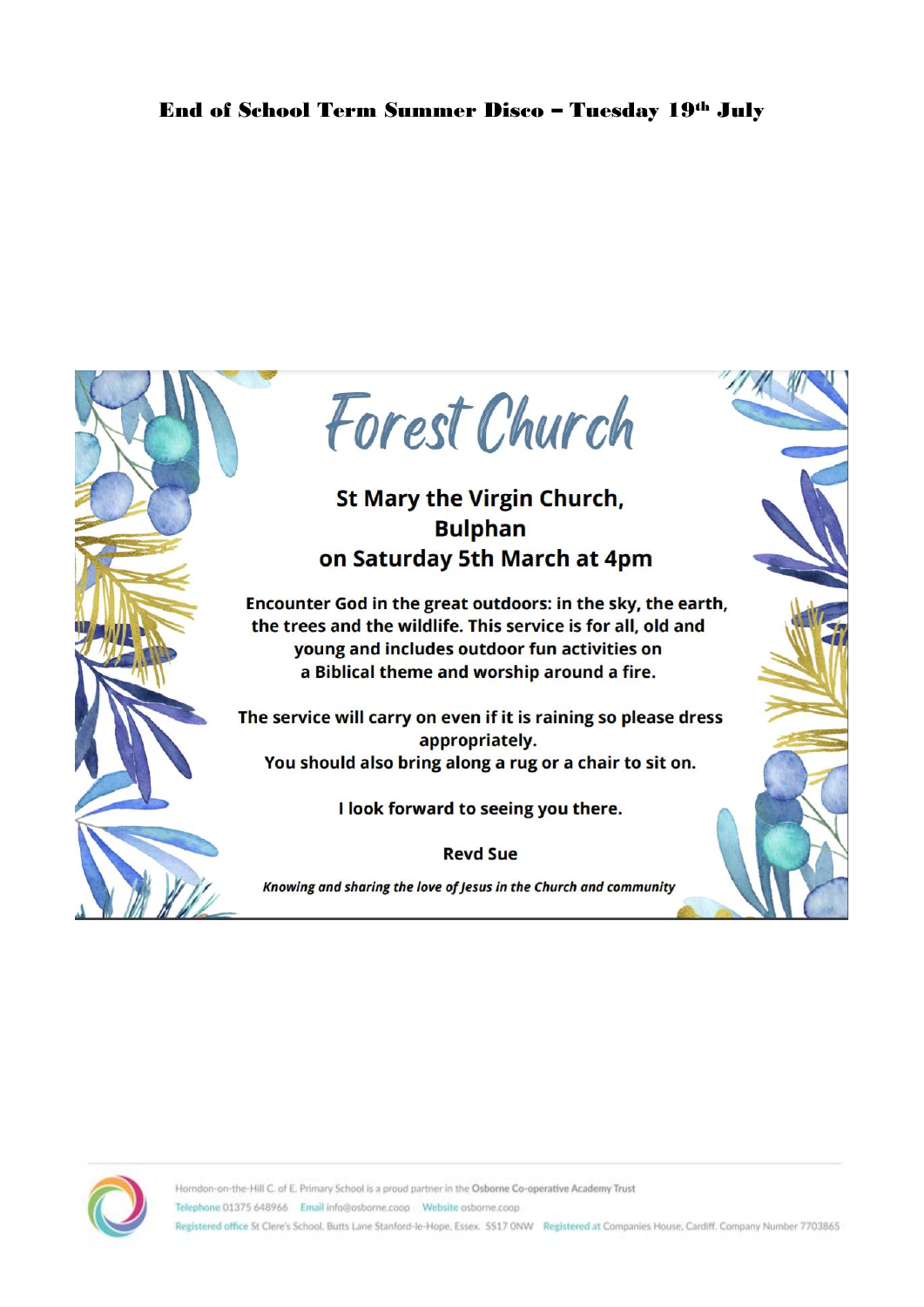**End of School Term Summer Disco – Tuesday 19th July**

# Forest Church

## St Mary the Virgin Church, Bulphan on Saturday 5th March at 4pm

**Encounter God in the great outdoors: in the sky, the earth, the trees and the wildlife. This service is for all, old and young and includes outdoor fun activities on a Biblical theme and worship around a fire.**

**The service will carry on even if it is raining so please dress appropriately. You should also bring along a rug or a chair to sit on.**

**I look forward to seeing you there.**

**Revd Sue**

***Knowing and sharing the love of Jesus in the Church and community***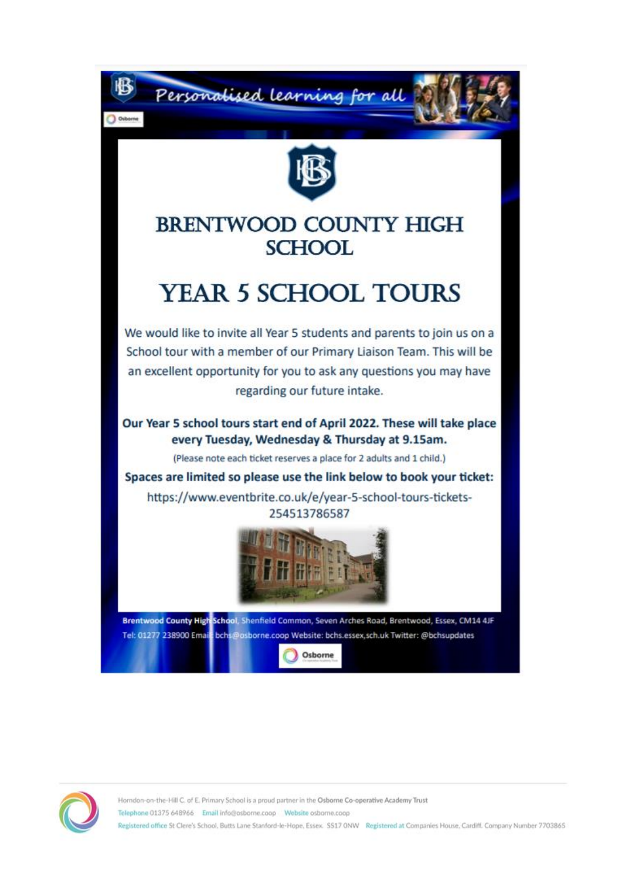Personalised learning for all

# BRENTWOOD COUNTY HIGH SCHOOL

## YEAR 5 SCHOOL TOURS

We would like to invite all Year 5 students and parents to join us on a School tour with a member of our Primary Liaison Team. This will be an excellent opportunity for you to ask any questions you may have regarding our future intake.

**Our Year 5 school tours start end of April 2022. These will take place every Tuesday, Wednesday & Thursday at 9.15am.**

(Please note each ticket reserves a place for 2 adults and 1 child.)

**Spaces are limited so please use the link below to book your ticket:**

https://www.eventbrite.co.uk/e/year-5-school-tours-tickets-254513786587

**Brentwood County High School**, Shenfield Common, Seven Arches Road, Brentwood, Essex, CM14 4JF
Tel: 01277 238900 Email bchs@osborne.coop Website: bchs.essex,sch.uk Twitter: @bchsupdates

Horndon-on-the-Hill C. of E. Primary School is a proud partner in the **Osborne Co-operative Academy Trust**
Telephone 01375 648966 Email info@osborne.coop Website osborne.coop
Registered office St Clere's School, Butts Lane Stanford-le-Hope, Essex. SS17 0NW Registered at Companies House, Cardiff. Company Number 7703865